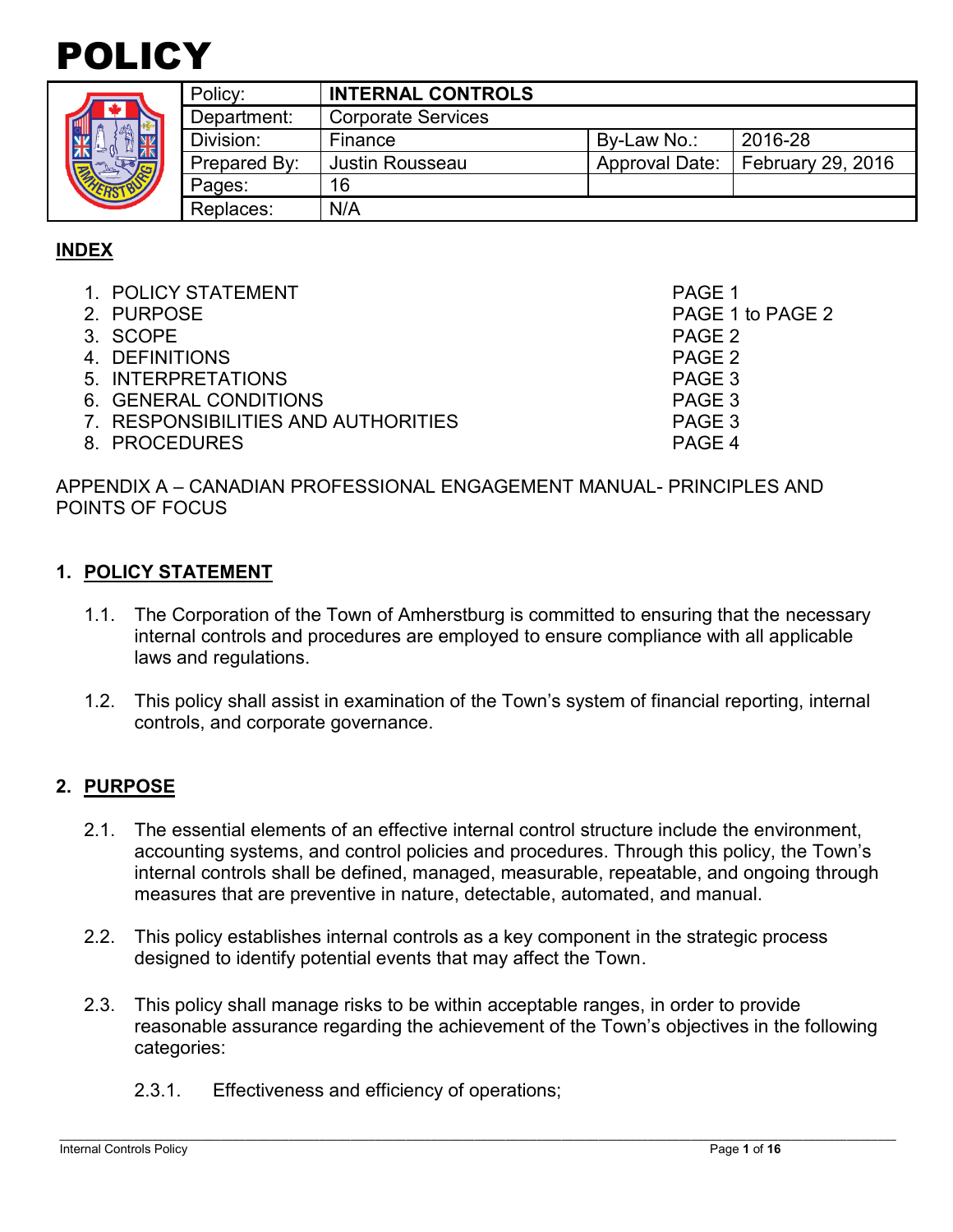# POLICY

| | | | | |
|---|---|---|---|---|
| Policy: | **INTERNAL CONTROLS** | | | |
| Department: | Corporate Services | | | |
| Division: | Finance | By-Law No.: | 2016-28 | |
| Prepared By: | Justin Rousseau | Approval Date: | February 29, 2016 | |
| Pages: | 16 | | | |
| Replaces: | N/A | | | |

## INDEX

| | |
|---|---|
| 1. POLICY STATEMENT | PAGE 1 |
| 2. PURPOSE | PAGE 1 to PAGE 2 |
| 3. SCOPE | PAGE 2 |
| 4. DEFINITIONS | PAGE 2 |
| 5. INTERPRETATIONS | PAGE 3 |
| 6. GENERAL CONDITIONS | PAGE 3 |
| 7. RESPONSIBILITIES AND AUTHORITIES | PAGE 3 |
| 8. PROCEDURES | PAGE 4 |

APPENDIX A – CANADIAN PROFESSIONAL ENGAGEMENT MANUAL- PRINCIPLES AND POINTS OF FOCUS

## 1. POLICY STATEMENT

1.1. The Corporation of the Town of Amherstburg is committed to ensuring that the necessary internal controls and procedures are employed to ensure compliance with all applicable laws and regulations.

1.2. This policy shall assist in examination of the Town's system of financial reporting, internal controls, and corporate governance.

## 2. PURPOSE

2.1. The essential elements of an effective internal control structure include the environment, accounting systems, and control policies and procedures. Through this policy, the Town's internal controls shall be defined, managed, measurable, repeatable, and ongoing through measures that are preventive in nature, detectable, automated, and manual.

2.2. This policy establishes internal controls as a key component in the strategic process designed to identify potential events that may affect the Town.

2.3. This policy shall manage risks to be within acceptable ranges, in order to provide reasonable assurance regarding the achievement of the Town's objectives in the following categories:

2.3.1. Effectiveness and efficiency of operations;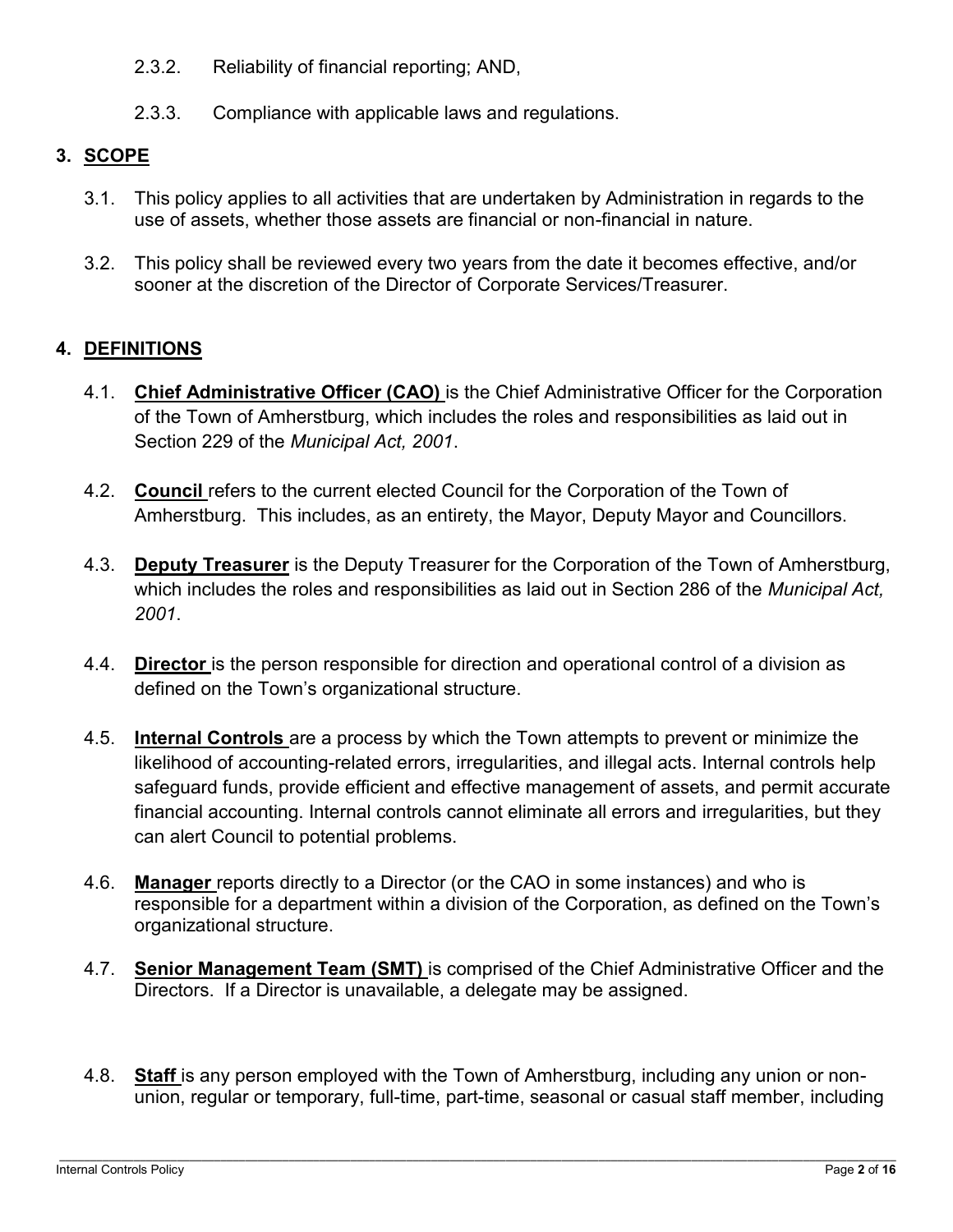2.3.2. Reliability of financial reporting; AND,

2.3.3. Compliance with applicable laws and regulations.

## 3. SCOPE

3.1. This policy applies to all activities that are undertaken by Administration in regards to the use of assets, whether those assets are financial or non-financial in nature.

3.2. This policy shall be reviewed every two years from the date it becomes effective, and/or sooner at the discretion of the Director of Corporate Services/Treasurer.

## 4. DEFINITIONS

4.1. **Chief Administrative Officer (CAO)** is the Chief Administrative Officer for the Corporation of the Town of Amherstburg, which includes the roles and responsibilities as laid out in Section 229 of the *Municipal Act, 2001*.

4.2. **Council** refers to the current elected Council for the Corporation of the Town of Amherstburg. This includes, as an entirety, the Mayor, Deputy Mayor and Councillors.

4.3. **Deputy Treasurer** is the Deputy Treasurer for the Corporation of the Town of Amherstburg, which includes the roles and responsibilities as laid out in Section 286 of the *Municipal Act, 2001*.

4.4. **Director** is the person responsible for direction and operational control of a division as defined on the Town's organizational structure.

4.5. **Internal Controls** are a process by which the Town attempts to prevent or minimize the likelihood of accounting-related errors, irregularities, and illegal acts. Internal controls help safeguard funds, provide efficient and effective management of assets, and permit accurate financial accounting. Internal controls cannot eliminate all errors and irregularities, but they can alert Council to potential problems.

4.6. **Manager** reports directly to a Director (or the CAO in some instances) and who is responsible for a department within a division of the Corporation, as defined on the Town's organizational structure.

4.7. **Senior Management Team (SMT)** is comprised of the Chief Administrative Officer and the Directors. If a Director is unavailable, a delegate may be assigned.

4.8. **Staff** is any person employed with the Town of Amherstburg, including any union or non-union, regular or temporary, full-time, part-time, seasonal or casual staff member, including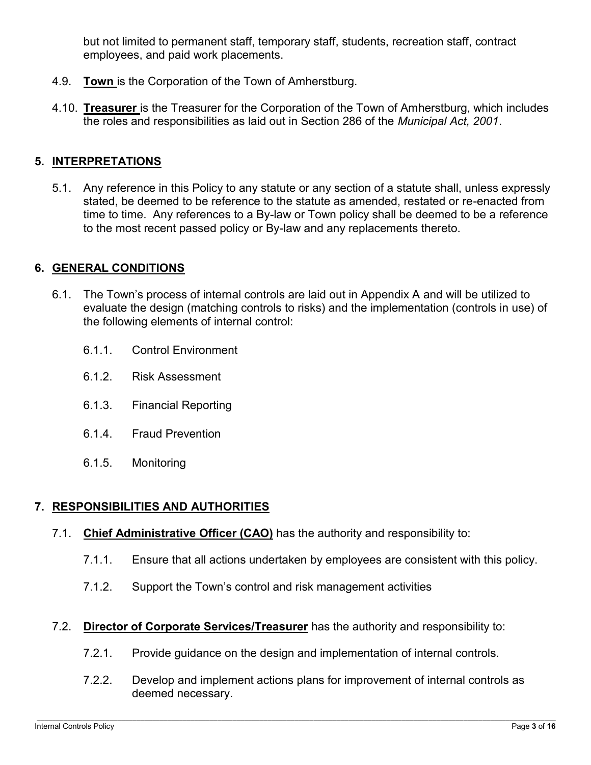but not limited to permanent staff, temporary staff, students, recreation staff, contract employees, and paid work placements.

4.9. **Town** is the Corporation of the Town of Amherstburg.

4.10. **Treasurer** is the Treasurer for the Corporation of the Town of Amherstburg, which includes the roles and responsibilities as laid out in Section 286 of the *Municipal Act, 2001*.

## 5. INTERPRETATIONS

5.1. Any reference in this Policy to any statute or any section of a statute shall, unless expressly stated, be deemed to be reference to the statute as amended, restated or re-enacted from time to time. Any references to a By-law or Town policy shall be deemed to be a reference to the most recent passed policy or By-law and any replacements thereto.

## 6. GENERAL CONDITIONS

6.1. The Town's process of internal controls are laid out in Appendix A and will be utilized to evaluate the design (matching controls to risks) and the implementation (controls in use) of the following elements of internal control:

6.1.1. Control Environment

6.1.2. Risk Assessment

6.1.3. Financial Reporting

6.1.4. Fraud Prevention

6.1.5. Monitoring

## 7. RESPONSIBILITIES AND AUTHORITIES

7.1. **Chief Administrative Officer (CAO)** has the authority and responsibility to:

7.1.1. Ensure that all actions undertaken by employees are consistent with this policy.

7.1.2. Support the Town's control and risk management activities

7.2. **Director of Corporate Services/Treasurer** has the authority and responsibility to:

7.2.1. Provide guidance on the design and implementation of internal controls.

7.2.2. Develop and implement actions plans for improvement of internal controls as deemed necessary.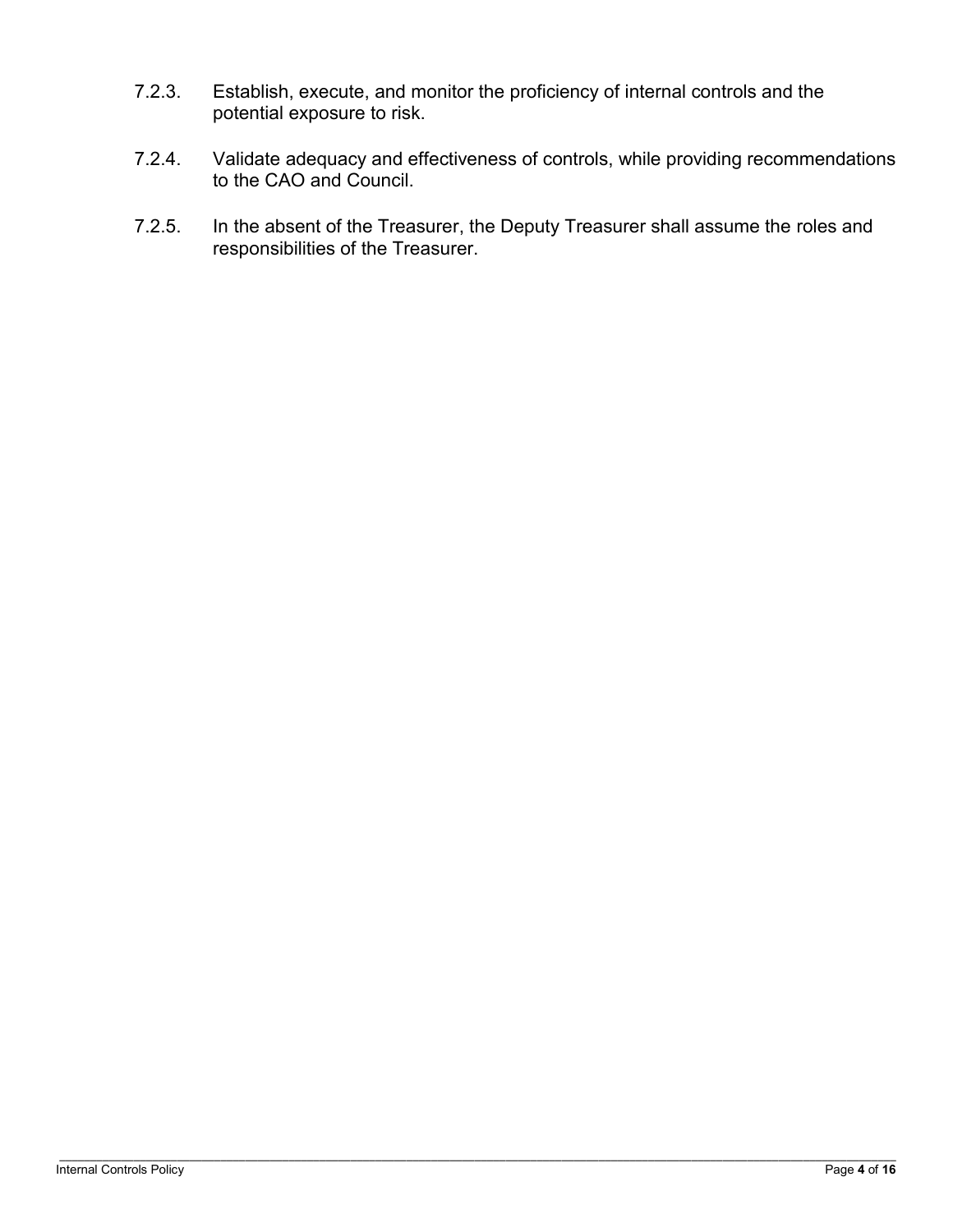7.2.3. Establish, execute, and monitor the proficiency of internal controls and the potential exposure to risk.

7.2.4. Validate adequacy and effectiveness of controls, while providing recommendations to the CAO and Council.

7.2.5. In the absent of the Treasurer, the Deputy Treasurer shall assume the roles and responsibilities of the Treasurer.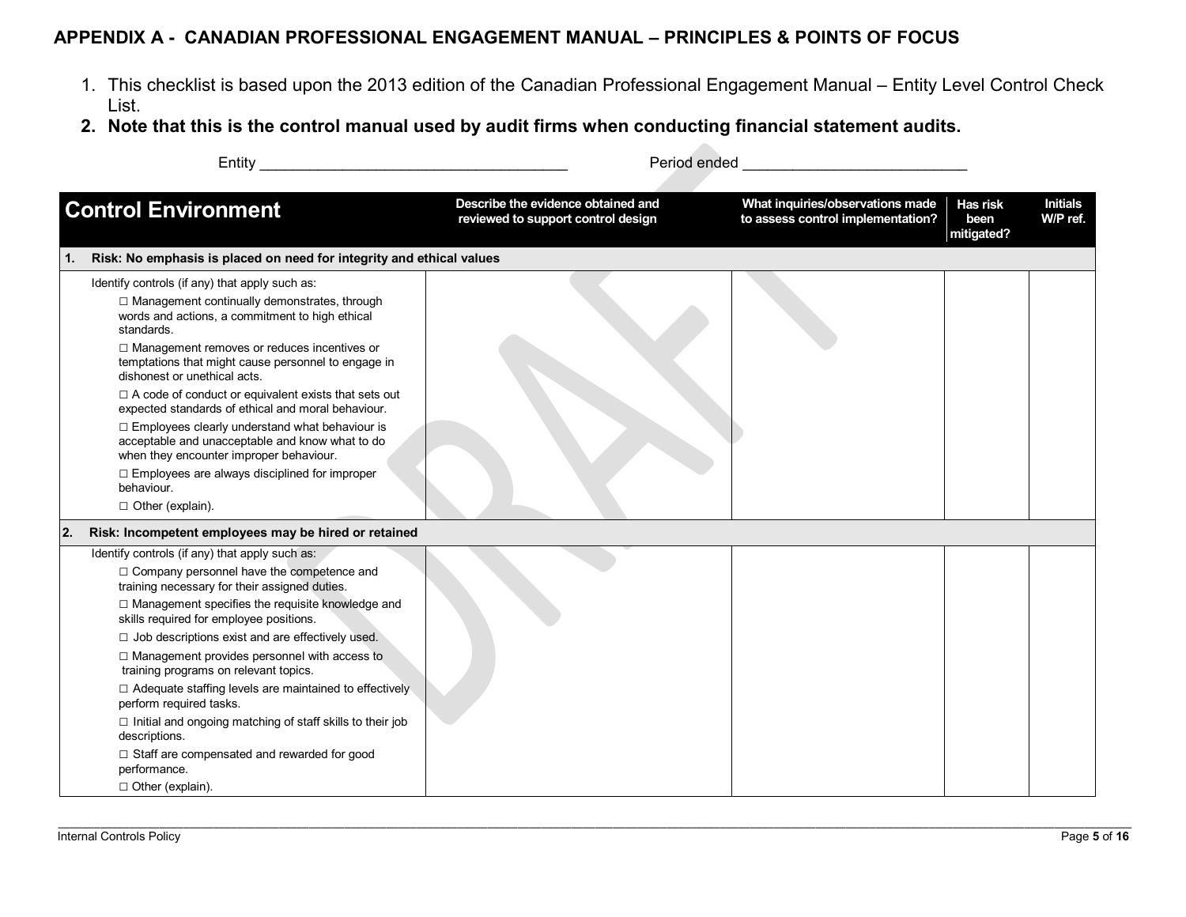## APPENDIX A - CANADIAN PROFESSIONAL ENGAGEMENT MANUAL – PRINCIPLES & POINTS OF FOCUS

1. This checklist is based upon the 2013 edition of the Canadian Professional Engagement Manual – Entity Level Control Check List.
2. **Note that this is the control manual used by audit firms when conducting financial statement audits.**

Entity ____________________________________ Period ended __________________________

| Control Environment | Describe the evidence obtained and reviewed to support control design | What inquiries/observations made to assess control implementation? | Has risk been mitigated? | Initials W/P ref. |
|---|---|---|---|---|
| **1. Risk: No emphasis is placed on need for integrity and ethical values** | | | | |
| Identify controls (if any) that apply such as:<br>☐ Management continually demonstrates, through words and actions, a commitment to high ethical standards.<br>☐ Management removes or reduces incentives or temptations that might cause personnel to engage in dishonest or unethical acts.<br>☐ A code of conduct or equivalent exists that sets out expected standards of ethical and moral behaviour.<br>☐ Employees clearly understand what behaviour is acceptable and unacceptable and know what to do when they encounter improper behaviour.<br>☐ Employees are always disciplined for improper behaviour.<br>☐ Other (explain). | | | | |
| **2. Risk: Incompetent employees may be hired or retained** | | | | |
| Identify controls (if any) that apply such as:<br>☐ Company personnel have the competence and training necessary for their assigned duties.<br>☐ Management specifies the requisite knowledge and skills required for employee positions.<br>☐ Job descriptions exist and are effectively used.<br>☐ Management provides personnel with access to training programs on relevant topics.<br>☐ Adequate staffing levels are maintained to effectively perform required tasks.<br>☐ Initial and ongoing matching of staff skills to their job descriptions.<br>☐ Staff are compensated and rewarded for good performance.<br>☐ Other (explain). | | | | |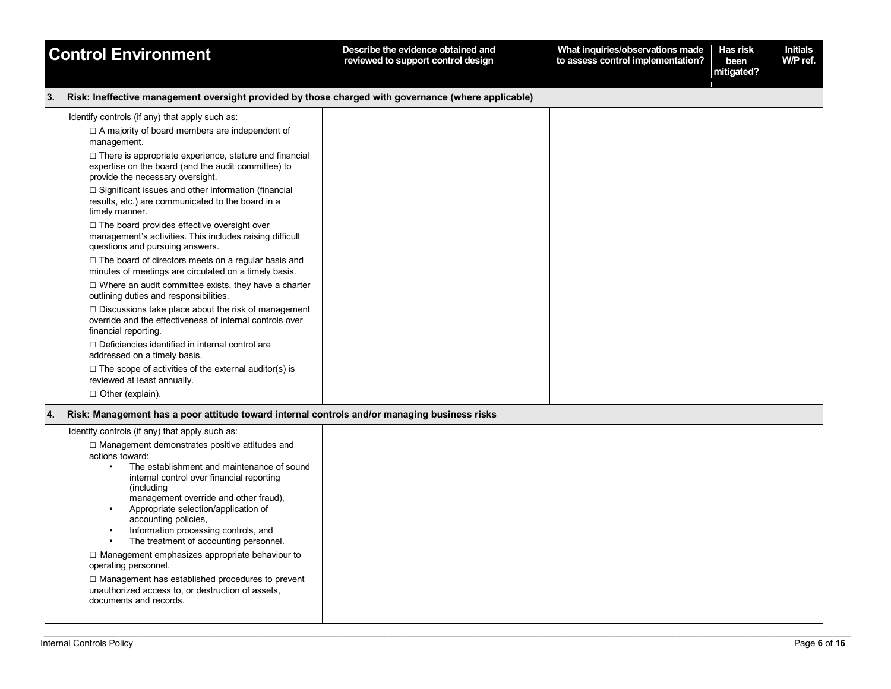| Control Environment | Describe the evidence obtained and reviewed to support control design | What inquiries/observations made to assess control implementation? | Has risk been mitigated? | Initials W/P ref. |
|---|---|---|---|---|
| **3. Risk: Ineffective management oversight provided by those charged with governance (where applicable)** | | | | |
| Identify controls (if any) that apply such as:<br>☐ A majority of board members are independent of management.<br>☐ There is appropriate experience, stature and financial expertise on the board (and the audit committee) to provide the necessary oversight.<br>☐ Significant issues and other information (financial results, etc.) are communicated to the board in a timely manner.<br>☐ The board provides effective oversight over management's activities. This includes raising difficult questions and pursuing answers.<br>☐ The board of directors meets on a regular basis and minutes of meetings are circulated on a timely basis.<br>☐ Where an audit committee exists, they have a charter outlining duties and responsibilities.<br>☐ Discussions take place about the risk of management override and the effectiveness of internal controls over financial reporting.<br>☐ Deficiencies identified in internal control are addressed on a timely basis.<br>☐ The scope of activities of the external auditor(s) is reviewed at least annually.<br>☐ Other (explain). | | | | |
| **4. Risk: Management has a poor attitude toward internal controls and/or managing business risks** | | | | |
| Identify controls (if any) that apply such as:<br>☐ Management demonstrates positive attitudes and actions toward:<br>• The establishment and maintenance of sound internal control over financial reporting (including management override and other fraud),<br>• Appropriate selection/application of accounting policies,<br>• Information processing controls, and<br>• The treatment of accounting personnel.<br>☐ Management emphasizes appropriate behaviour to operating personnel.<br>☐ Management has established procedures to prevent unauthorized access to, or destruction of assets, documents and records. | | | | |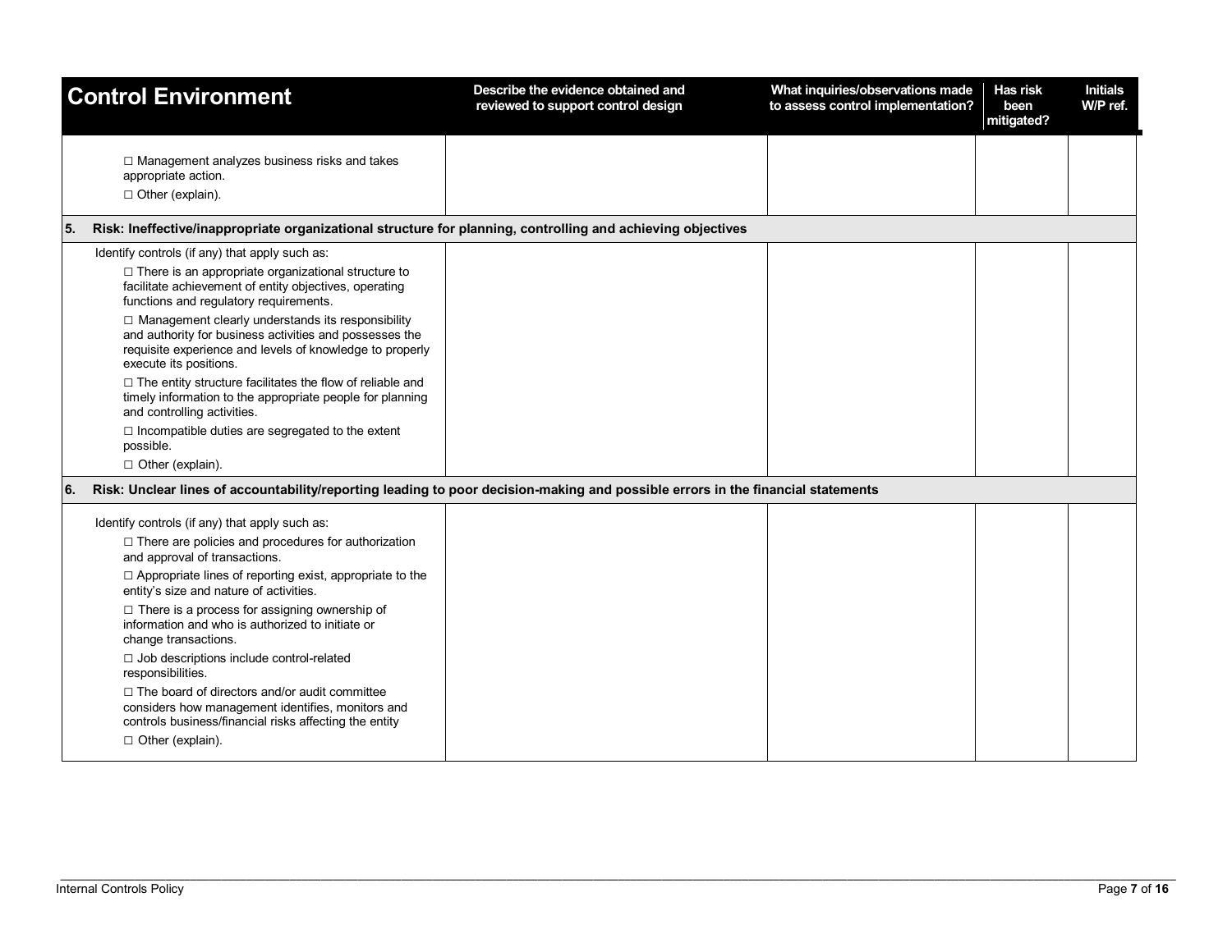| Control Environment | Describe the evidence obtained and reviewed to support control design | What inquiries/observations made to assess control implementation? | Has risk been mitigated? | Initials W/P ref. |
|---|---|---|---|---|
| ☐ Management analyzes business risks and takes appropriate action.<br>☐ Other (explain). | | | | |
| **5. Risk: Ineffective/inappropriate organizational structure for planning, controlling and achieving objectives** | | | | |
| Identify controls (if any) that apply such as:<br>☐ There is an appropriate organizational structure to facilitate achievement of entity objectives, operating functions and regulatory requirements.<br>☐ Management clearly understands its responsibility and authority for business activities and possesses the requisite experience and levels of knowledge to properly execute its positions.<br>☐ The entity structure facilitates the flow of reliable and timely information to the appropriate people for planning and controlling activities.<br>☐ Incompatible duties are segregated to the extent possible.<br>☐ Other (explain). | | | | |
| **6. Risk: Unclear lines of accountability/reporting leading to poor decision-making and possible errors in the financial statements** | | | | |
| Identify controls (if any) that apply such as:<br>☐ There are policies and procedures for authorization and approval of transactions.<br>☐ Appropriate lines of reporting exist, appropriate to the entity's size and nature of activities.<br>☐ There is a process for assigning ownership of information and who is authorized to initiate or change transactions.<br>☐ Job descriptions include control-related responsibilities.<br>☐ The board of directors and/or audit committee considers how management identifies, monitors and controls business/financial risks affecting the entity<br>☐ Other (explain). | | | | |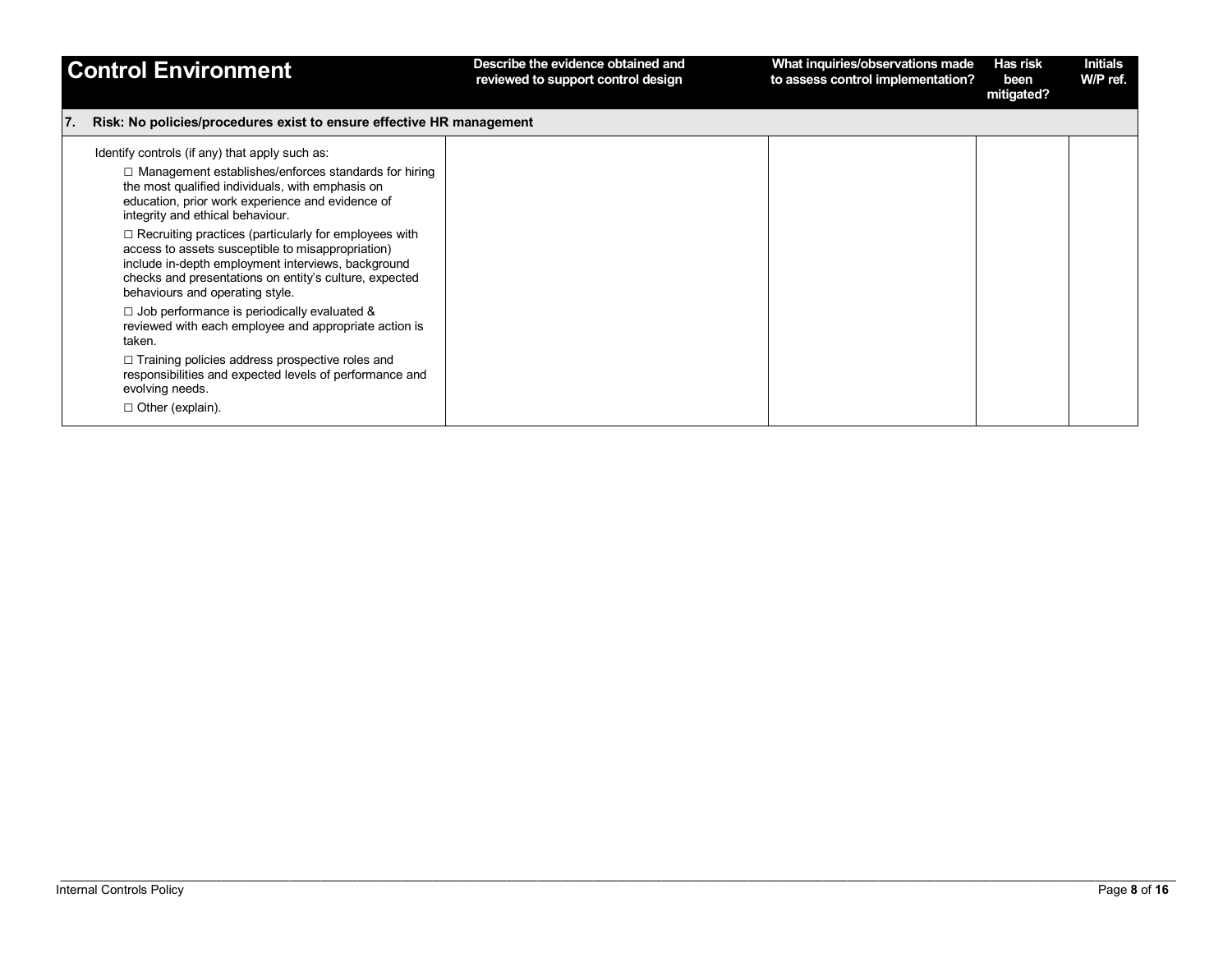| Control Environment | Describe the evidence obtained and reviewed to support control design | What inquiries/observations made to assess control implementation? | Has risk been mitigated? | Initials W/P ref. |
|---|---|---|---|---|
| **7. Risk: No policies/procedures exist to ensure effective HR management** | | | | |
| Identify controls (if any) that apply such as:<br>☐ Management establishes/enforces standards for hiring the most qualified individuals, with emphasis on education, prior work experience and evidence of integrity and ethical behaviour.<br>☐ Recruiting practices (particularly for employees with access to assets susceptible to misappropriation) include in-depth employment interviews, background checks and presentations on entity's culture, expected behaviours and operating style.<br>☐ Job performance is periodically evaluated & reviewed with each employee and appropriate action is taken.<br>☐ Training policies address prospective roles and responsibilities and expected levels of performance and evolving needs.<br>☐ Other (explain). | | | | |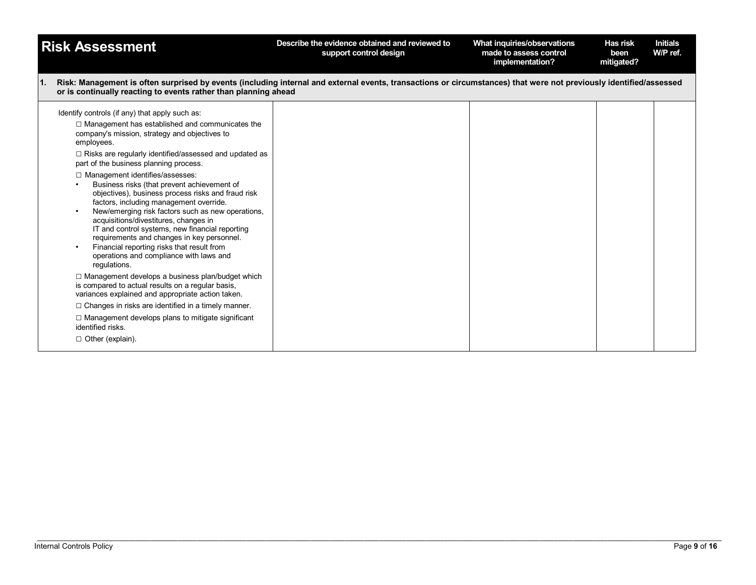| Risk Assessment | Describe the evidence obtained and reviewed to support control design | What inquiries/observations made to assess control implementation? | Has risk been mitigated? | Initials W/P ref. |
|---|---|---|---|---|
| **1. Risk: Management is often surprised by events (including internal and external events, transactions or circumstances) that were not previously identified/assessed or is continually reacting to events rather than planning ahead** | | | | |
| Identify controls (if any) that apply such as:<br>☐ Management has established and communicates the company's mission, strategy and objectives to employees.<br>☐ Risks are regularly identified/assessed and updated as part of the business planning process.<br>☐ Management identifies/assesses:<br>• Business risks (that prevent achievement of objectives), business process risks and fraud risk factors, including management override.<br>• New/emerging risk factors such as new operations, acquisitions/divestitures, changes in IT and control systems, new financial reporting requirements and changes in key personnel.<br>• Financial reporting risks that result from operations and compliance with laws and regulations.<br>☐ Management develops a business plan/budget which is compared to actual results on a regular basis, variances explained and appropriate action taken.<br>☐ Changes in risks are identified in a timely manner.<br>☐ Management develops plans to mitigate significant identified risks.<br>☐ Other (explain). | | | | |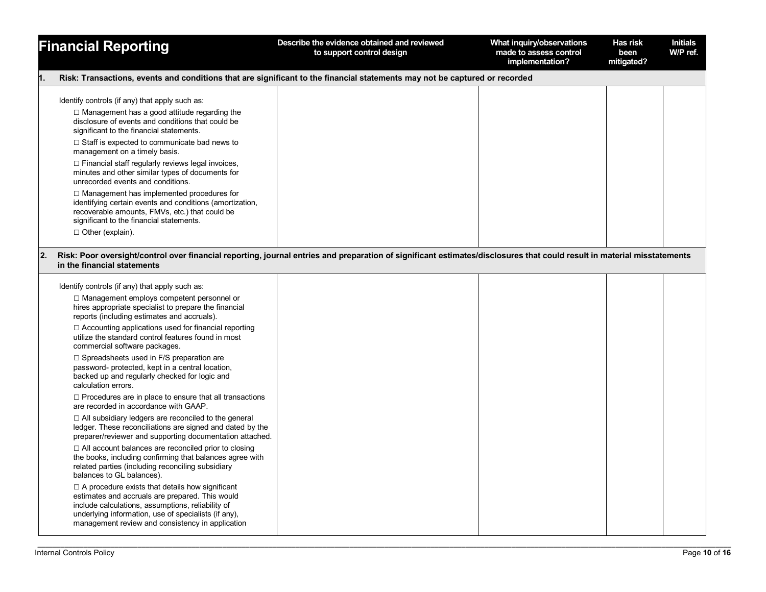| Financial Reporting | Describe the evidence obtained and reviewed to support control design | What inquiry/observations made to assess control implementation? | Has risk been mitigated? | Initials W/P ref. |
|---|---|---|---|---|
| **1. Risk: Transactions, events and conditions that are significant to the financial statements may not be captured or recorded** | | | | |
| Identify controls (if any) that apply such as:<br>☐ Management has a good attitude regarding the disclosure of events and conditions that could be significant to the financial statements.<br>☐ Staff is expected to communicate bad news to management on a timely basis.<br>☐ Financial staff regularly reviews legal invoices, minutes and other similar types of documents for unrecorded events and conditions.<br>☐ Management has implemented procedures for identifying certain events and conditions (amortization, recoverable amounts, FMVs, etc.) that could be significant to the financial statements.<br>☐ Other (explain). | | | | |
| **2. Risk: Poor oversight/control over financial reporting, journal entries and preparation of significant estimates/disclosures that could result in material misstatements in the financial statements** | | | | |
| Identify controls (if any) that apply such as:<br>☐ Management employs competent personnel or hires appropriate specialist to prepare the financial reports (including estimates and accruals).<br>☐ Accounting applications used for financial reporting utilize the standard control features found in most commercial software packages.<br>☐ Spreadsheets used in F/S preparation are password- protected, kept in a central location, backed up and regularly checked for logic and calculation errors.<br>☐ Procedures are in place to ensure that all transactions are recorded in accordance with GAAP.<br>☐ All subsidiary ledgers are reconciled to the general ledger. These reconciliations are signed and dated by the preparer/reviewer and supporting documentation attached.<br>☐ All account balances are reconciled prior to closing the books, including confirming that balances agree with related parties (including reconciling subsidiary balances to GL balances).<br>☐ A procedure exists that details how significant estimates and accruals are prepared. This would include calculations, assumptions, reliability of underlying information, use of specialists (if any), management review and consistency in application | | | | |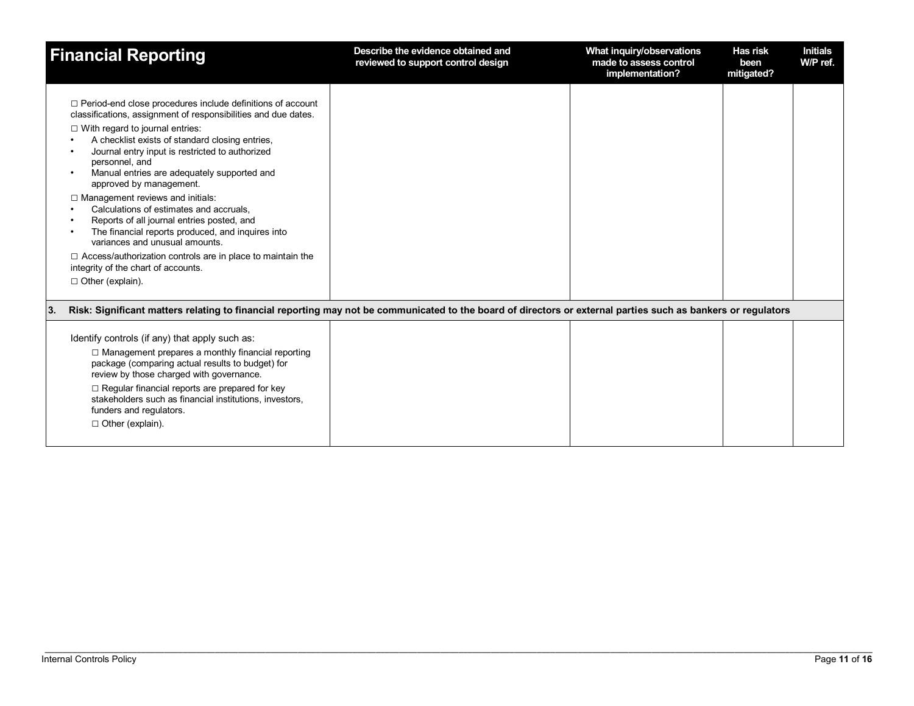| Financial Reporting | Describe the evidence obtained and reviewed to support control design | What inquiry/observations made to assess control implementation? | Has risk been mitigated? | Initials W/P ref. |
|---|---|---|---|---|
| ☐ Period-end close procedures include definitions of account classifications, assignment of responsibilities and due dates.<br>☐ With regard to journal entries:<br>• A checklist exists of standard closing entries,<br>• Journal entry input is restricted to authorized personnel, and<br>• Manual entries are adequately supported and approved by management.<br>☐ Management reviews and initials:<br>• Calculations of estimates and accruals,<br>• Reports of all journal entries posted, and<br>• The financial reports produced, and inquires into variances and unusual amounts.<br>☐ Access/authorization controls are in place to maintain the integrity of the chart of accounts.<br>☐ Other (explain). | | | | |
| **3. Risk: Significant matters relating to financial reporting may not be communicated to the board of directors or external parties such as bankers or regulators** | | | | |
| Identify controls (if any) that apply such as:<br>☐ Management prepares a monthly financial reporting package (comparing actual results to budget) for review by those charged with governance.<br>☐ Regular financial reports are prepared for key stakeholders such as financial institutions, investors, funders and regulators.<br>☐ Other (explain). | | | | |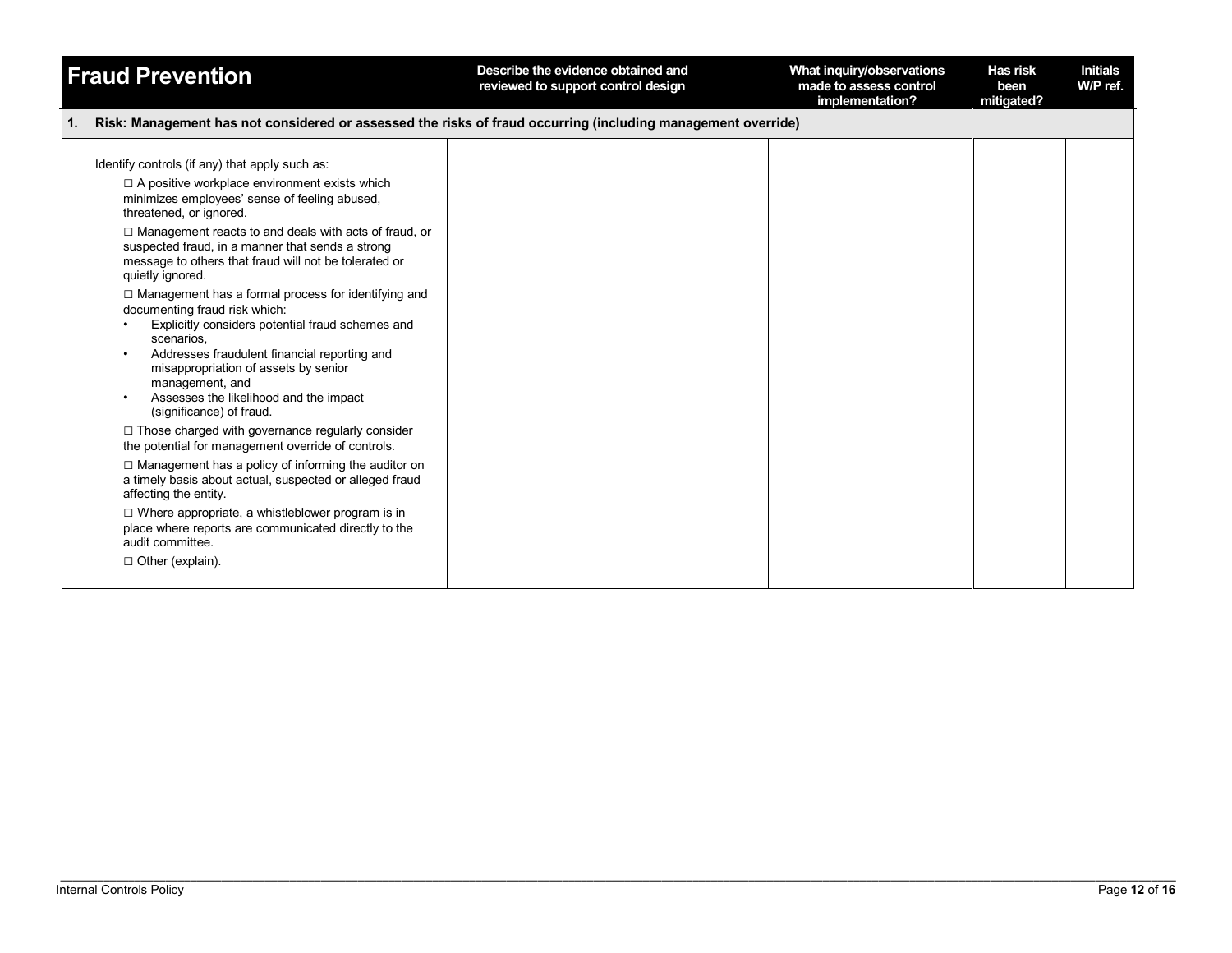| Fraud Prevention | Describe the evidence obtained and reviewed to support control design | What inquiry/observations made to assess control implementation? | Has risk been mitigated? | Initials W/P ref. |
|---|---|---|---|---|
| **1. Risk: Management has not considered or assessed the risks of fraud occurring (including management override)** | | | | |
| Identify controls (if any) that apply such as:<br>☐ A positive workplace environment exists which minimizes employees' sense of feeling abused, threatened, or ignored.<br>☐ Management reacts to and deals with acts of fraud, or suspected fraud, in a manner that sends a strong message to others that fraud will not be tolerated or quietly ignored.<br>☐ Management has a formal process for identifying and documenting fraud risk which:<br>• Explicitly considers potential fraud schemes and scenarios,<br>• Addresses fraudulent financial reporting and misappropriation of assets by senior management, and<br>• Assesses the likelihood and the impact (significance) of fraud.<br>☐ Those charged with governance regularly consider the potential for management override of controls.<br>☐ Management has a policy of informing the auditor on a timely basis about actual, suspected or alleged fraud affecting the entity.<br>☐ Where appropriate, a whistleblower program is in place where reports are communicated directly to the audit committee.<br>☐ Other (explain). | | | | |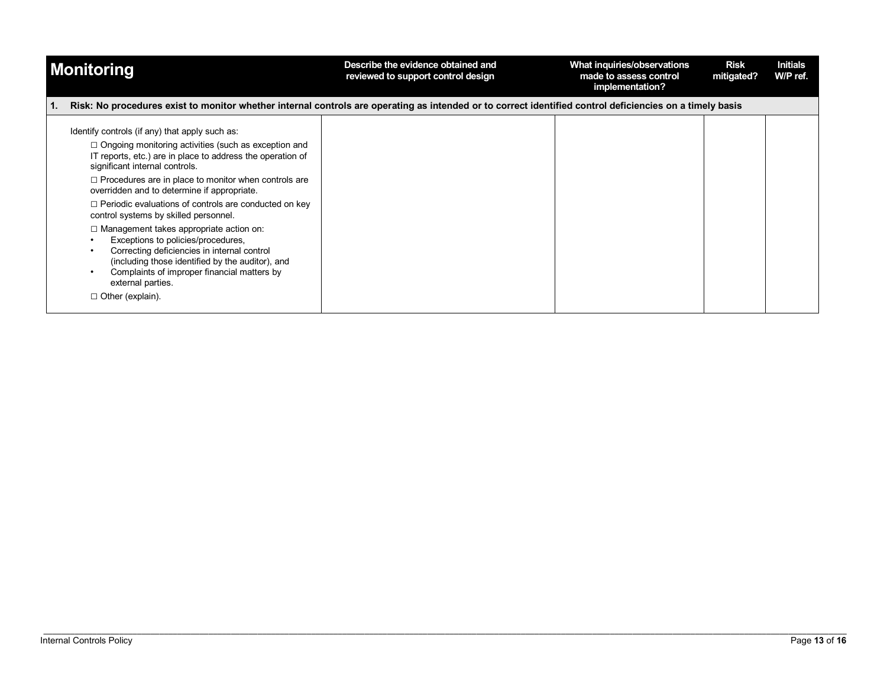| Monitoring | Describe the evidence obtained and reviewed to support control design | What inquiries/observations made to assess control implementation? | Risk mitigated? | Initials W/P ref. |
|---|---|---|---|---|
| **1. Risk: No procedures exist to monitor whether internal controls are operating as intended or to correct identified control deficiencies on a timely basis** | | | | |
| Identify controls (if any) that apply such as:<br><br>☐ Ongoing monitoring activities (such as exception and IT reports, etc.) are in place to address the operation of significant internal controls.<br><br>☐ Procedures are in place to monitor when controls are overridden and to determine if appropriate.<br><br>☐ Periodic evaluations of controls are conducted on key control systems by skilled personnel.<br><br>☐ Management takes appropriate action on:<br>• Exceptions to policies/procedures,<br>• Correcting deficiencies in internal control (including those identified by the auditor), and<br>• Complaints of improper financial matters by external parties.<br><br>☐ Other (explain). | | | | |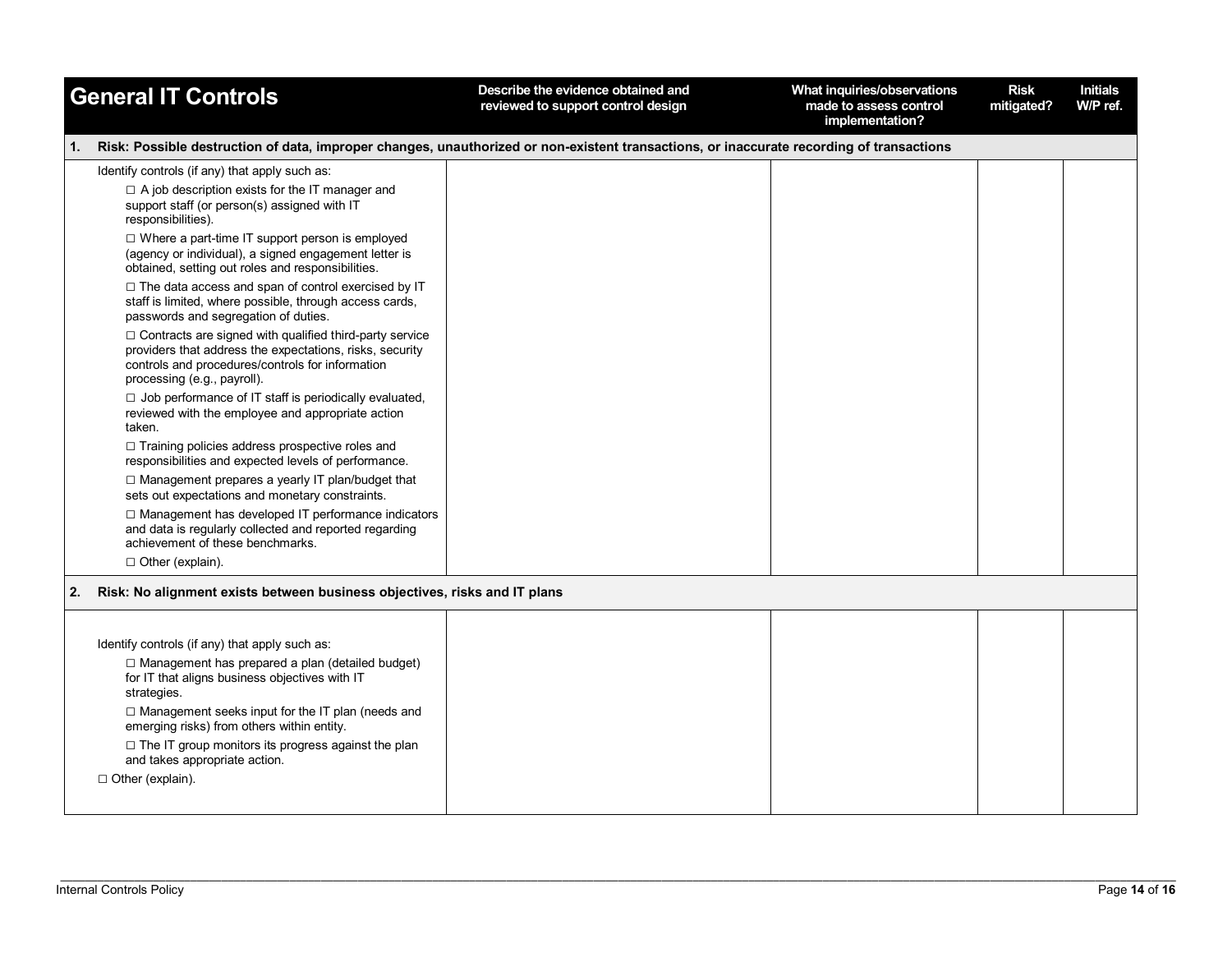| General IT Controls | Describe the evidence obtained and reviewed to support control design | What inquiries/observations made to assess control implementation? | Risk mitigated? | Initials W/P ref. |
|---|---|---|---|---|
| **1. Risk: Possible destruction of data, improper changes, unauthorized or non-existent transactions, or inaccurate recording of transactions** | | | | |
| Identify controls (if any) that apply such as:<br>☐ A job description exists for the IT manager and support staff (or person(s) assigned with IT responsibilities).<br>☐ Where a part-time IT support person is employed (agency or individual), a signed engagement letter is obtained, setting out roles and responsibilities.<br>☐ The data access and span of control exercised by IT staff is limited, where possible, through access cards, passwords and segregation of duties.<br>☐ Contracts are signed with qualified third-party service providers that address the expectations, risks, security controls and procedures/controls for information processing (e.g., payroll).<br>☐ Job performance of IT staff is periodically evaluated, reviewed with the employee and appropriate action taken.<br>☐ Training policies address prospective roles and responsibilities and expected levels of performance.<br>☐ Management prepares a yearly IT plan/budget that sets out expectations and monetary constraints.<br>☐ Management has developed IT performance indicators and data is regularly collected and reported regarding achievement of these benchmarks.<br>☐ Other (explain). | | | | |
| **2. Risk: No alignment exists between business objectives, risks and IT plans** | | | | |
| Identify controls (if any) that apply such as:<br>☐ Management has prepared a plan (detailed budget) for IT that aligns business objectives with IT strategies.<br>☐ Management seeks input for the IT plan (needs and emerging risks) from others within entity.<br>☐ The IT group monitors its progress against the plan and takes appropriate action.<br>☐ Other (explain). | | | | |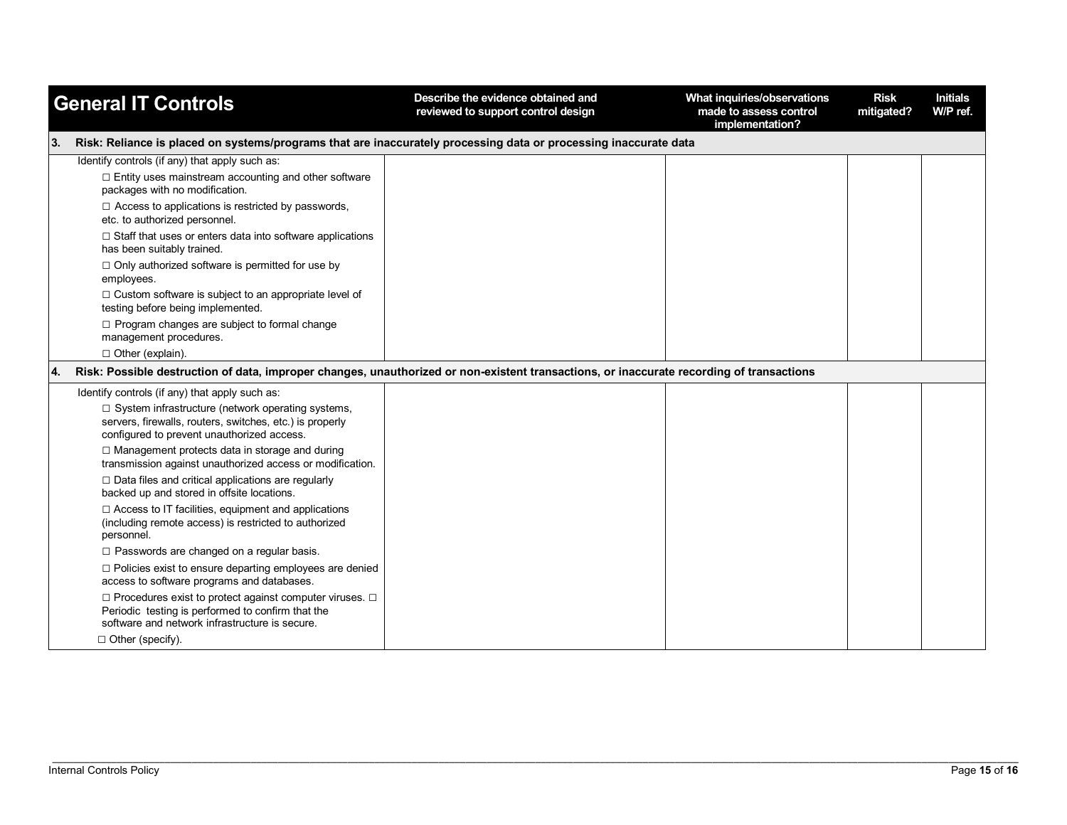| General IT Controls | Describe the evidence obtained and reviewed to support control design | What inquiries/observations made to assess control implementation? | Risk mitigated? | Initials W/P ref. |
|---|---|---|---|---|
| **3. Risk: Reliance is placed on systems/programs that are inaccurately processing data or processing inaccurate data** | | | | |
| Identify controls (if any) that apply such as:<br>□ Entity uses mainstream accounting and other software packages with no modification.<br>□ Access to applications is restricted by passwords, etc. to authorized personnel.<br>□ Staff that uses or enters data into software applications has been suitably trained.<br>□ Only authorized software is permitted for use by employees.<br>□ Custom software is subject to an appropriate level of testing before being implemented.<br>□ Program changes are subject to formal change management procedures.<br>□ Other (explain). | | | | |
| **4. Risk: Possible destruction of data, improper changes, unauthorized or non-existent transactions, or inaccurate recording of transactions** | | | | |
| Identify controls (if any) that apply such as:<br>□ System infrastructure (network operating systems, servers, firewalls, routers, switches, etc.) is properly configured to prevent unauthorized access.<br>□ Management protects data in storage and during transmission against unauthorized access or modification.<br>□ Data files and critical applications are regularly backed up and stored in offsite locations.<br>□ Access to IT facilities, equipment and applications (including remote access) is restricted to authorized personnel.<br>□ Passwords are changed on a regular basis.<br>□ Policies exist to ensure departing employees are denied access to software programs and databases.<br>□ Procedures exist to protect against computer viruses. □ Periodic testing is performed to confirm that the software and network infrastructure is secure.<br>□ Other (specify). | | | | |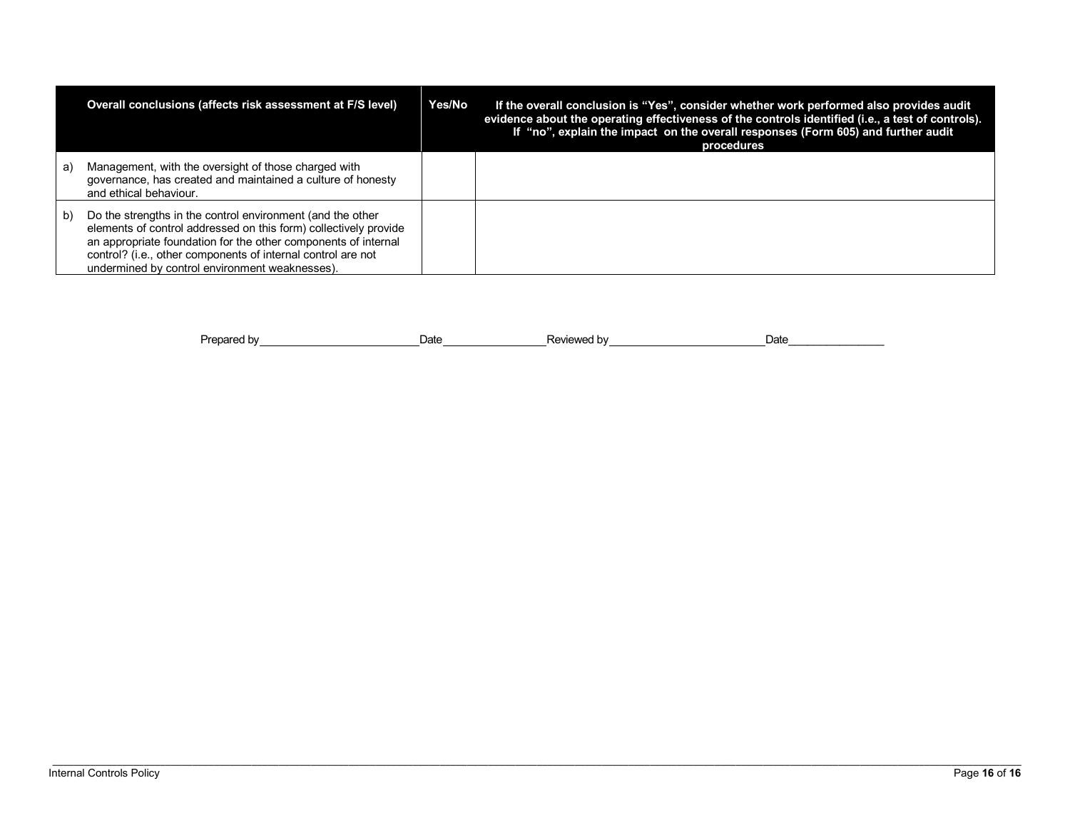| | Overall conclusions (affects risk assessment at F/S level) | Yes/No | If the overall conclusion is "Yes", consider whether work performed also provides audit evidence about the operating effectiveness of the controls identified (i.e., a test of controls). If "no", explain the impact on the overall responses (Form 605) and further audit procedures |
|---|---|---|---|
| a) | Management, with the oversight of those charged with governance, has created and maintained a culture of honesty and ethical behaviour. | | |
| b) | Do the strengths in the control environment (and the other elements of control addressed on this form) collectively provide an appropriate foundation for the other components of internal control? (i.e., other components of internal control are not undermined by control environment weaknesses). | | |

Prepared by\_\_\_\_\_\_\_\_\_\_\_\_\_\_\_\_\_\_\_\_\_\_\_\_\_\_Date\_\_\_\_\_\_\_\_\_\_\_\_\_\_\_\_\_Reviewed by\_\_\_\_\_\_\_\_\_\_\_\_\_\_\_\_\_\_\_\_\_\_\_\_\_Date\_\_\_\_\_\_\_\_\_\_\_\_\_\_\_\_